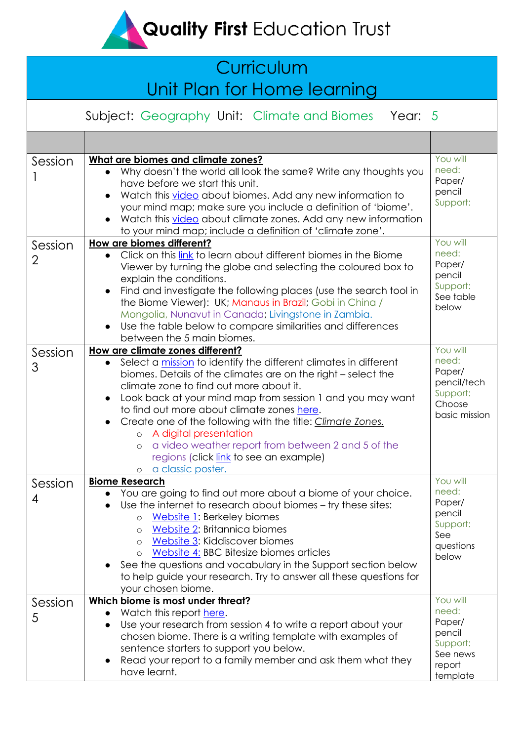# Quality First Education Trust

## Curriculum
## Unit Plan for Home learning

Subject: Geography Unit: Climate and Biomes Year: 5

| | | |
|---|---|---|
| Session 1 | **<u>What are biomes and climate zones?</u>**<br>• Why doesn't the world all look the same? Write any thoughts you have before we start this unit.<br>• Watch this video about biomes. Add any new information to your mind map; make sure you include a definition of 'biome'.<br>• Watch this video about climate zones. Add any new information to your mind map; include a definition of 'climate zone'. | You will need: Paper/ pencil<br>Support: |
| Session 2 | **<u>How are biomes different?</u>**<br>• Click on this link to learn about different biomes in the Biome Viewer by turning the globe and selecting the coloured box to explain the conditions.<br>• Find and investigate the following places (use the search tool in the Biome Viewer): UK; Manaus in Brazil; Gobi in China / Mongolia, Nunavut in Canada; Livingstone in Zambia.<br>• Use the table below to compare similarities and differences between the 5 main biomes. | You will need: Paper/ pencil<br>Support: See table below |
| Session 3 | **<u>How are climate zones different?</u>**<br>• Select a mission to identify the different climates in different biomes. Details of the climates are on the right – select the climate zone to find out more about it.<br>• Look back at your mind map from session 1 and you may want to find out more about climate zones here.<br>• Create one of the following with the title: *<u>Climate Zones.</u>*<br>  ○ A digital presentation<br>  ○ a video weather report from between 2 and 5 of the regions (click link to see an example)<br>  ○ a classic poster. | You will need: Paper/ pencil/tech<br>Support: Choose basic mission |
| Session 4 | **<u>Biome Research</u>**<br>• You are going to find out more about a biome of your choice.<br>• Use the internet to research about biomes – try these sites:<br>  ○ Website 1: Berkeley biomes<br>  ○ Website 2: Britannica biomes<br>  ○ Website 3: Kiddiscover biomes<br>  ○ Website 4: BBC Bitesize biomes articles<br>• See the questions and vocabulary in the Support section below to help guide your research. Try to answer all these questions for your chosen biome. | You will need: Paper/ pencil<br>Support: See questions below |
| Session 5 | **Which biome is most under threat?**<br>• Watch this report here.<br>• Use your research from session 4 to write a report about your chosen biome. There is a writing template with examples of sentence starters to support you below.<br>• Read your report to a family member and ask them what they have learnt. | You will need: Paper/ pencil<br>Support: See news report template |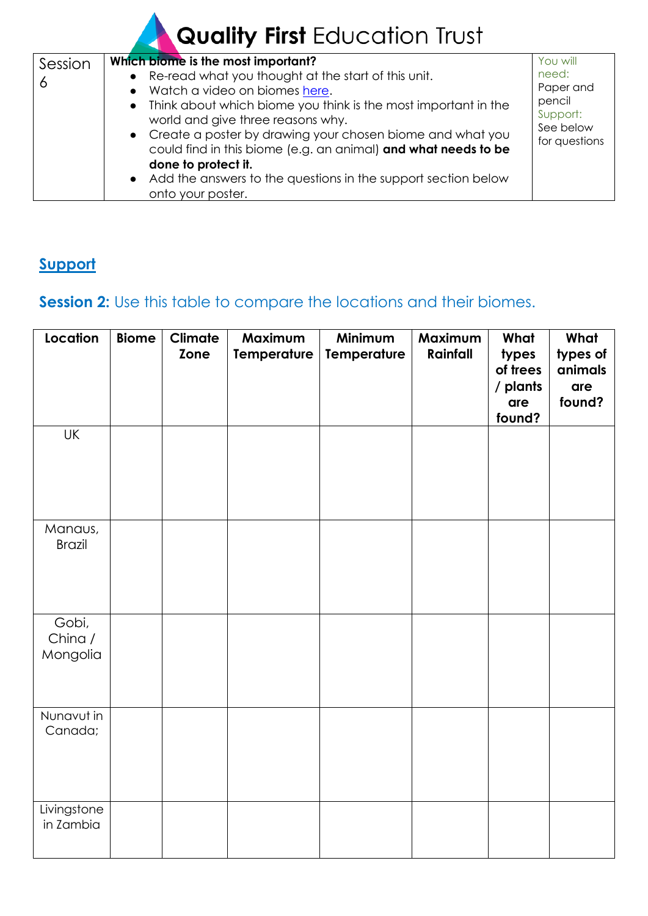# **Quality First** Education Trust

| Session 6 | **Which biome is the most important?**<br>• Re-read what you thought at the start of this unit.<br>• Watch a video on biomes [here](#).<br>• Think about which biome you think is the most important in the world and give three reasons why.<br>• Create a poster by drawing your chosen biome and what you could find in this biome (e.g. an animal) **and what needs to be done to protect it.**<br>• Add the answers to the questions in the support section below onto your poster. | You will need:<br>Paper and pencil<br>Support:<br>See below for questions |
|---|---|---|

## Support

**Session 2:** Use this table to compare the locations and their biomes.

| Location | Biome | Climate Zone | Maximum Temperature | Minimum Temperature | Maximum Rainfall | What types of trees / plants are found? | What types of animals are found? |
|---|---|---|---|---|---|---|---|
| UK | | | | | | | |
| Manaus, Brazil | | | | | | | |
| Gobi, China / Mongolia | | | | | | | |
| Nunavut in Canada; | | | | | | | |
| Livingstone in Zambia | | | | | | | |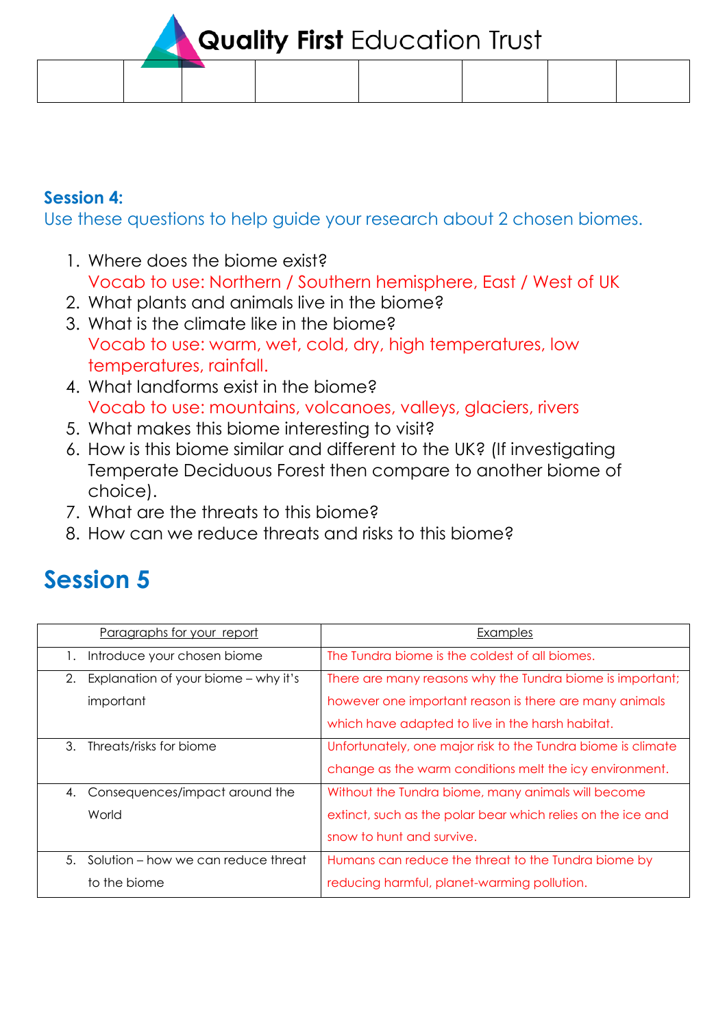**Session 4:**

Use these questions to help guide your research about 2 chosen biomes.

1. Where does the biome exist?
   Vocab to use: Northern / Southern hemisphere, East / West of UK
2. What plants and animals live in the biome?
3. What is the climate like in the biome?
   Vocab to use: warm, wet, cold, dry, high temperatures, low temperatures, rainfall.
4. What landforms exist in the biome?
   Vocab to use: mountains, volcanoes, valleys, glaciers, rivers
5. What makes this biome interesting to visit?
6. How is this biome similar and different to the UK? (If investigating Temperate Deciduous Forest then compare to another biome of choice).
7. What are the threats to this biome?
8. How can we reduce threats and risks to this biome?

## Session 5

| Paragraphs for your report | Examples |
|---|---|
| 1. Introduce your chosen biome | The Tundra biome is the coldest of all biomes. |
| 2. Explanation of your biome – why it's important | There are many reasons why the Tundra biome is important; however one important reason is there are many animals which have adapted to live in the harsh habitat. |
| 3. Threats/risks for biome | Unfortunately, one major risk to the Tundra biome is climate change as the warm conditions melt the icy environment. |
| 4. Consequences/impact around the World | Without the Tundra biome, many animals will become extinct, such as the polar bear which relies on the ice and snow to hunt and survive. |
| 5. Solution – how we can reduce threat to the biome | Humans can reduce the threat to the Tundra biome by reducing harmful, planet-warming pollution. |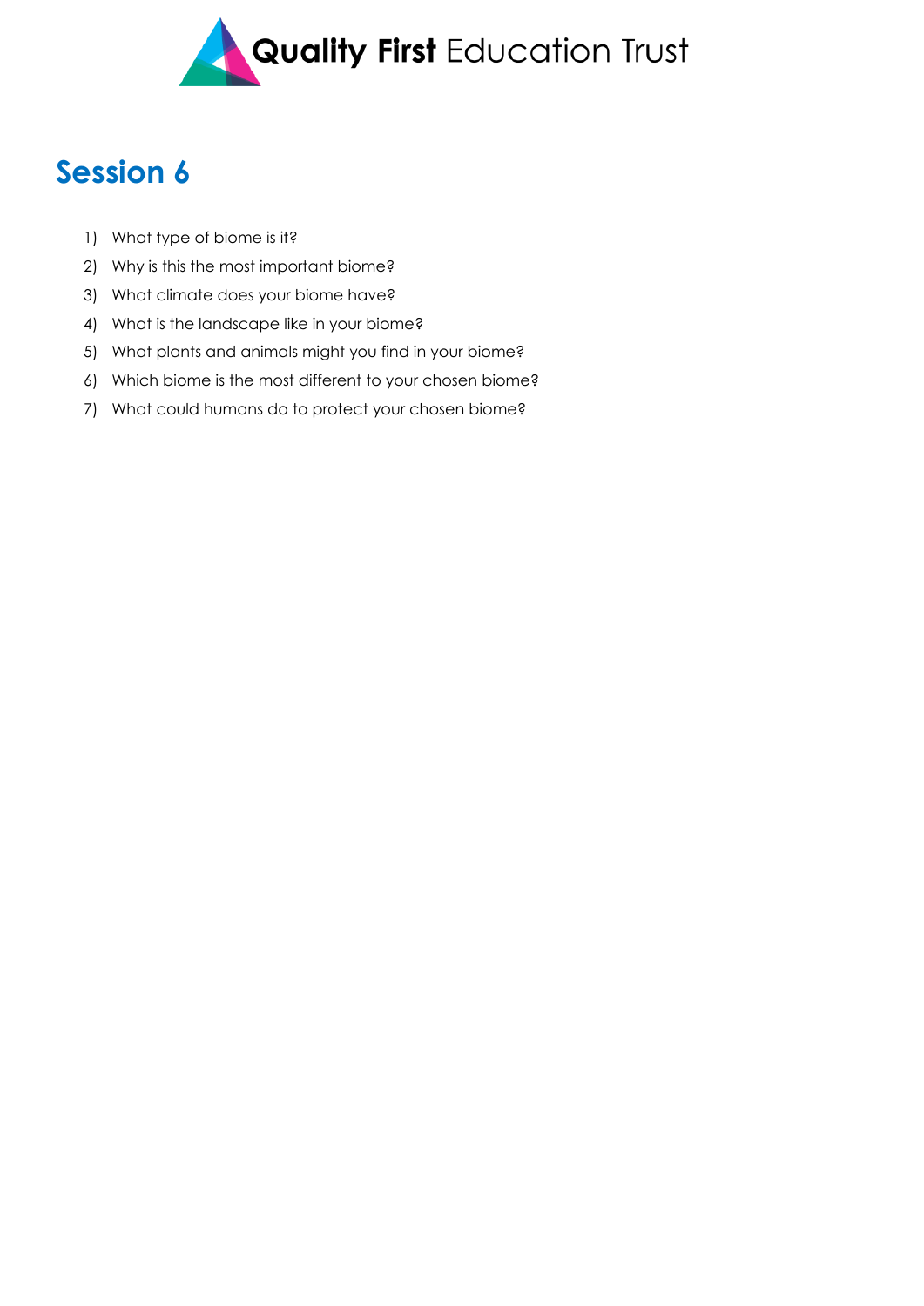Quality First Education Trust

# Session 6

1) What type of biome is it?
2) Why is this the most important biome?
3) What climate does your biome have?
4) What is the landscape like in your biome?
5) What plants and animals might you find in your biome?
6) Which biome is the most different to your chosen biome?
7) What could humans do to protect your chosen biome?